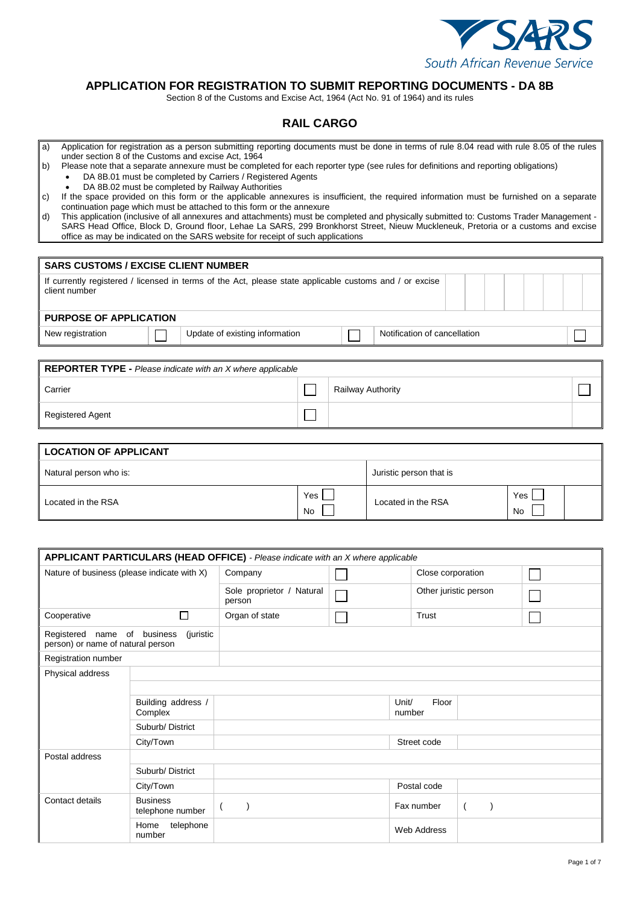SARS South African Revenue Service

# APPLICATION FOR REGISTRATION TO SUBMIT REPORTING DOCUMENTS - DA 8B

Section 8 of the Customs and Excise Act, 1964 (Act No. 91 of 1964) and its rules

## RAIL CARGO

a) Application for registration as a person submitting reporting documents must be done in terms of rule 8.04 read with rule 8.05 of the rules under section 8 of the Customs and excise Act, 1964

b) Please note that a separate annexure must be completed for each reporter type (see rules for definitions and reporting obligations)
- DA 8B.01 must be completed by Carriers / Registered Agents
- DA 8B.02 must be completed by Railway Authorities

c) If the space provided on this form or the applicable annexures is insufficient, the required information must be furnished on a separate continuation page which must be attached to this form or the annexure

d) This application (inclusive of all annexures and attachments) must be completed and physically submitted to: Customs Trader Management - SARS Head Office, Block D, Ground floor, Lehae La SARS, 299 Bronkhorst Street, Nieuw Muckleneuk, Pretoria or a customs and excise office as may be indicated on the SARS website for receipt of such applications

| **SARS CUSTOMS / EXCISE CLIENT NUMBER** | | | | | | | | |
|---|---|---|---|---|---|---|---|---|
| If currently registered / licensed in terms of the Act, please state applicable customs and / or excise client number | | | | | | | | |

| **PURPOSE OF APPLICATION** | | | | | |
|---|---|---|---|---|---|
| New registration | ☐ | Update of existing information | ☐ | Notification of cancellation | ☐ |

| **REPORTER TYPE** - *Please indicate with an X where applicable* | | | |
|---|---|---|---|
| Carrier | ☐ | Railway Authority | ☐ |
| Registered Agent | ☐ | | |

| **LOCATION OF APPLICANT** | | | |
|---|---|---|---|
| Natural person who is: | | Juristic person that is | |
| Located in the RSA | Yes ☐ No ☐ | Located in the RSA | Yes ☐ No ☐ |

| **APPLICANT PARTICULARS (HEAD OFFICE)** - *Please indicate with an X where applicable* | | | | | |
|---|---|---|---|---|---|
| Nature of business (please indicate with X) | | Company | ☐ | Close corporation | ☐ |
| | | Sole proprietor / Natural person | ☐ | Other juristic person | ☐ |
| Cooperative | ☐ | Organ of state | ☐ | Trust | ☐ |
| Registered name of business (juristic person) or name of natural person | | | | | |
| Registration number | | | | | |
| Physical address | | | | | |
| | | | | | |
| | Building address / Complex | | | Unit/ Floor number | |
| | Suburb/ District | | | | |
| | City/Town | | | Street code | |
| Postal address | | | | | |
| | Suburb/ District | | | | |
| | City/Town | | | Postal code | |
| Contact details | Business telephone number | ( ) | | Fax number | ( ) |
| | Home telephone number | | | Web Address | |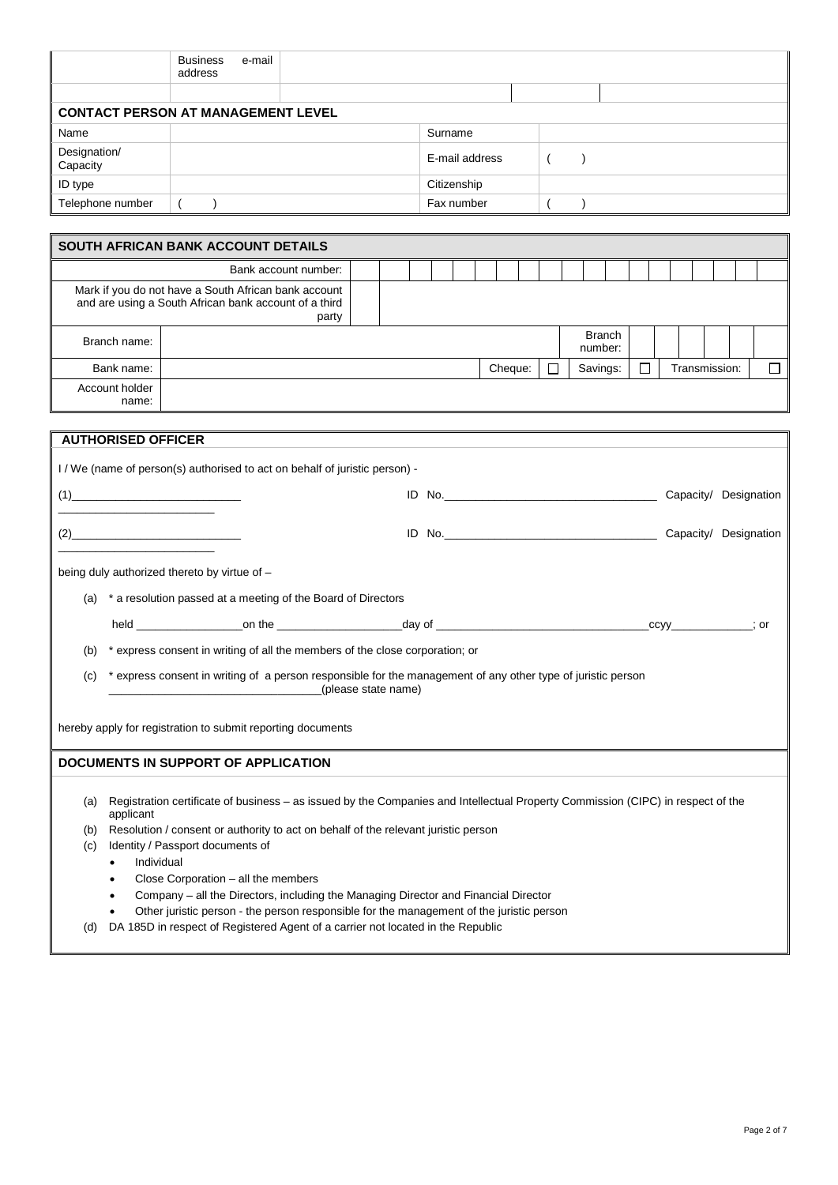| | Business e-mail address | |
|---|---|---|
| | | |

## CONTACT PERSON AT MANAGEMENT LEVEL

| | | | |
|---|---|---|---|
| Name | | Surname | |
| Designation/ Capacity | | E-mail address | ( ) |
| ID type | | Citizenship | |
| Telephone number | ( ) | Fax number | ( ) |

## SOUTH AFRICAN BANK ACCOUNT DETAILS

| | | | | | | |
|---|---|---|---|---|---|---|
| Bank account number: | | | | | | |
| Mark if you do not have a South African bank account and are using a South African bank account of a third party | | | | | | |
| Branch name: | | | Branch number: | | | |
| Bank name: | | Cheque: ☐ | Savings: ☐ | | Transmission: ☐ | |
| Account holder name: | | | | | | |

## AUTHORISED OFFICER

I / We (name of person(s) authorised to act on behalf of juristic person) -

(1)___________________________ ID No.___________________________________ Capacity/ Designation _________________________

(2)___________________________ ID No.___________________________________ Capacity/ Designation _________________________

being duly authorized thereto by virtue of –

(a) * a resolution passed at a meeting of the Board of Directors

held _________________on the ___________________day of _________________________________ccyy_____________; or

(b) * express consent in writing of all the members of the close corporation; or

(c) * express consent in writing of a person responsible for the management of any other type of juristic person _________________________________(please state name)

hereby apply for registration to submit reporting documents

## DOCUMENTS IN SUPPORT OF APPLICATION

(a) Registration certificate of business – as issued by the Companies and Intellectual Property Commission (CIPC) in respect of the applicant

(b) Resolution / consent or authority to act on behalf of the relevant juristic person

(c) Identity / Passport documents of
- Individual
- Close Corporation – all the members
- Company – all the Directors, including the Managing Director and Financial Director
- Other juristic person - the person responsible for the management of the juristic person

(d) DA 185D in respect of Registered Agent of a carrier not located in the Republic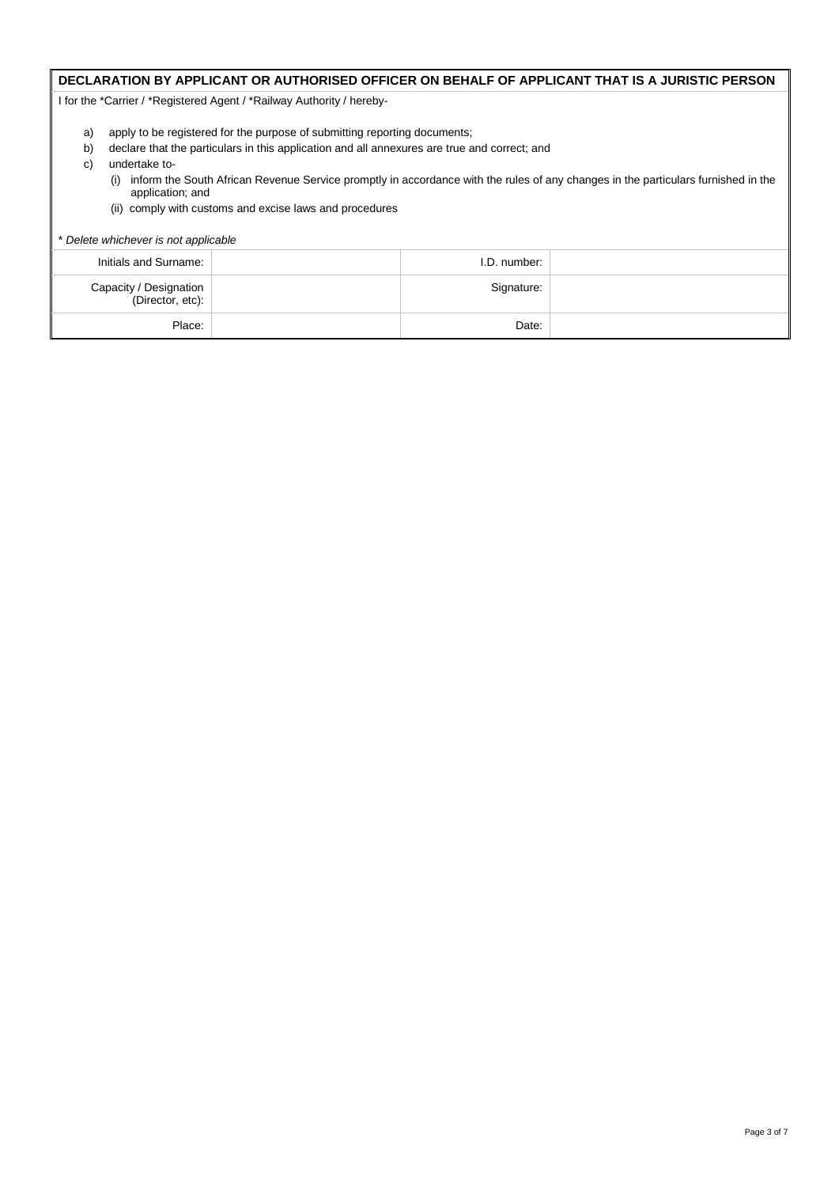## DECLARATION BY APPLICANT OR AUTHORISED OFFICER ON BEHALF OF APPLICANT THAT IS A JURISTIC PERSON

I for the *Carrier / *Registered Agent / *Railway Authority / hereby-

a) apply to be registered for the purpose of submitting reporting documents;
b) declare that the particulars in this application and all annexures are true and correct; and
c) undertake to-
   (i) inform the South African Revenue Service promptly in accordance with the rules of any changes in the particulars furnished in the application; and
   (ii) comply with customs and excise laws and procedures

*\* Delete whichever is not applicable*

| | | | |
|---|---|---|---|
| Initials and Surname: | | I.D. number: | |
| Capacity / Designation (Director, etc): | | Signature: | |
| Place: | | Date: | |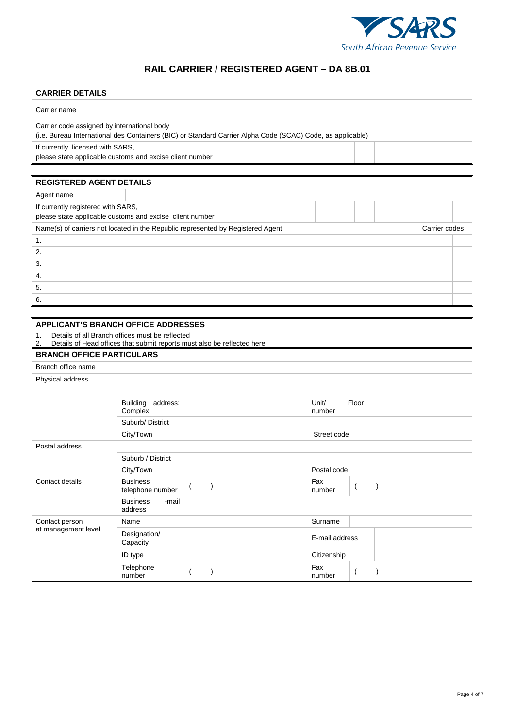# RAIL CARRIER / REGISTERED AGENT – DA 8B.01

| CARRIER DETAILS | |
|---|---|
| Carrier name | |
| Carrier code assigned by international body (i.e. Bureau International des Containers (BIC) or Standard Carrier Alpha Code (SCAC) Code, as applicable) | |
| If currently licensed with SARS, please state applicable customs and excise client number | |

| REGISTERED AGENT DETAILS | |
|---|---|
| Agent name | |
| If currently registered with SARS, please state applicable customs and excise client number | |
| Name(s) of carriers not located in the Republic represented by Registered Agent | Carrier codes |
| 1. | |
| 2. | |
| 3. | |
| 4. | |
| 5. | |
| 6. | |

## APPLICANT'S BRANCH OFFICE ADDRESSES

1. Details of all Branch offices must be reflected
2. Details of Head offices that submit reports must also be reflected here

| BRANCH OFFICE PARTICULARS | | | | |
|---|---|---|---|---|
| Branch office name | | | | |
| Physical address | | | | |
| | | | | |
| | Building address: Complex | | Unit/ Floor number | |
| | Suburb/ District | | | |
| | City/Town | | Street code | |
| Postal address | | | | |
| | Suburb / District | | | |
| | City/Town | | Postal code | |
| Contact details | Business telephone number | ( ) | Fax number | ( ) |
| | Business -mail address | | | |
| Contact person at management level | Name | | Surname | |
| | Designation/ Capacity | | E-mail address | |
| | ID type | | Citizenship | |
| | Telephone number | ( ) | Fax number | ( ) |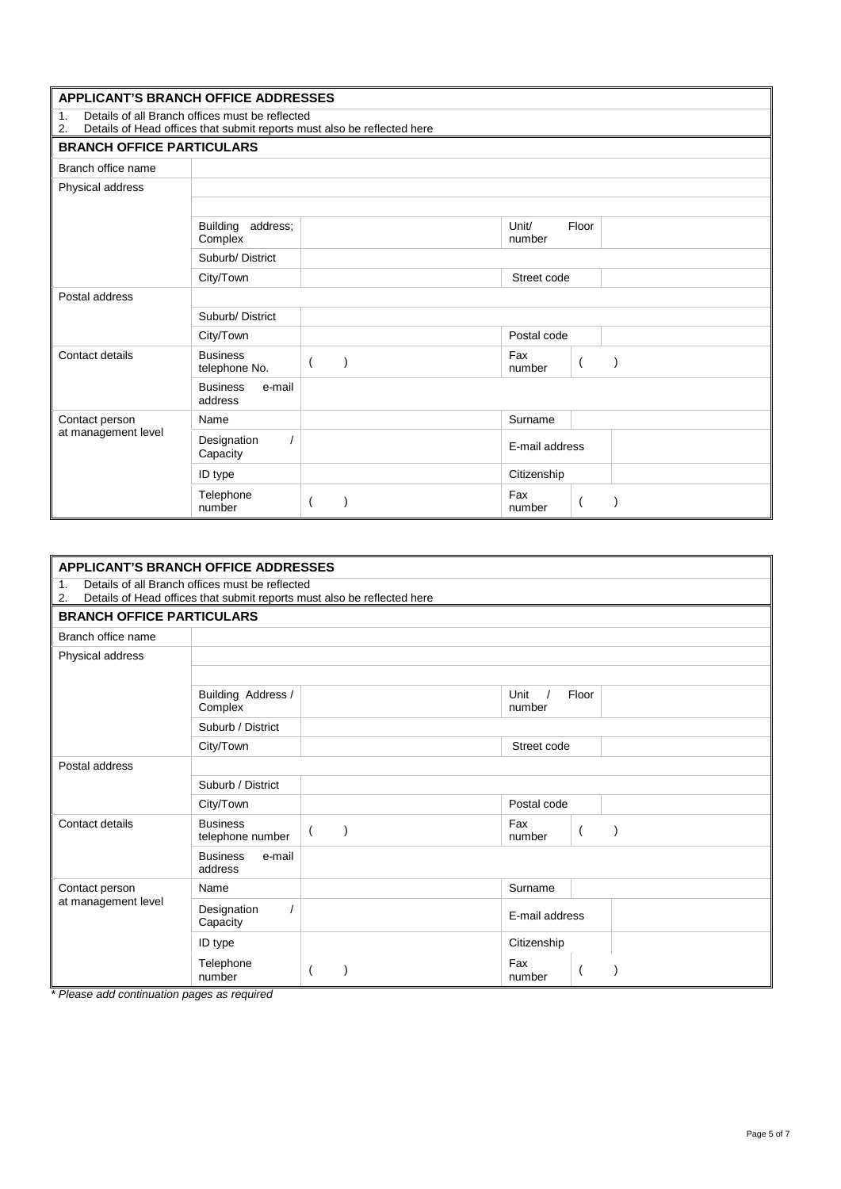## APPLICANT'S BRANCH OFFICE ADDRESSES

1. Details of all Branch offices must be reflected
2. Details of Head offices that submit reports must also be reflected here

### BRANCH OFFICE PARTICULARS

| | | | | |
|---|---|---|---|---|
| Branch office name | | | | |
| Physical address | | | | |
| | | | | |
| | Building address; Complex | | Unit/ Floor number | |
| | Suburb/ District | | | |
| | City/Town | | Street code | |
| Postal address | | | | |
| | Suburb/ District | | | |
| | City/Town | | Postal code | |
| Contact details | Business telephone No. | ( ) | Fax number | ( ) |
| | Business e-mail address | | | |
| Contact person at management level | Name | | Surname | |
| | Designation / Capacity | | E-mail address | |
| | ID type | | Citizenship | |
| | Telephone number | ( ) | Fax number | ( ) |

## APPLICANT'S BRANCH OFFICE ADDRESSES

1. Details of all Branch offices must be reflected
2. Details of Head offices that submit reports must also be reflected here

### BRANCH OFFICE PARTICULARS

| | | | | |
|---|---|---|---|---|
| Branch office name | | | | |
| Physical address | | | | |
| | | | | |
| | Building Address / Complex | | Unit / Floor number | |
| | Suburb / District | | | |
| | City/Town | | Street code | |
| Postal address | | | | |
| | Suburb / District | | | |
| | City/Town | | Postal code | |
| Contact details | Business telephone number | ( ) | Fax number | ( ) |
| | Business e-mail address | | | |
| Contact person at management level | Name | | Surname | |
| | Designation / Capacity | | E-mail address | |
| | ID type | | Citizenship | |
| | Telephone number | ( ) | Fax number | ( ) |

*\* Please add continuation pages as required*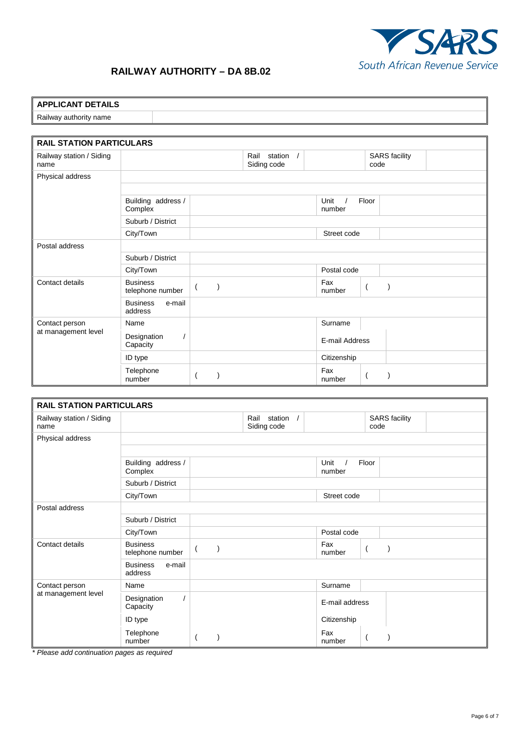## RAILWAY AUTHORITY – DA 8B.02

| **APPLICANT DETAILS** | |
|---|---|
| Railway authority name | |

| **RAIL STATION PARTICULARS** | | | | | | |
|---|---|---|---|---|---|---|
| Railway station / Siding name | | | Rail station / Siding code | | SARS facility code | |
| Physical address | | | | | | |
| | | | | | | |
| | Building address / Complex | | | Unit / Floor number | | |
| | Suburb / District | | | | | |
| | City/Town | | | Street code | | |
| Postal address | | | | | | |
| | Suburb / District | | | | | |
| | City/Town | | | Postal code | | |
| Contact details | Business telephone number | ( ) | | Fax number | ( ) | |
| | Business e-mail address | | | | | |
| Contact person at management level | Name | | | Surname | | |
| | Designation / Capacity | | | E-mail Address | | |
| | ID type | | | Citizenship | | |
| | Telephone number | ( ) | | Fax number | ( ) | |

| **RAIL STATION PARTICULARS** | | | | | | |
|---|---|---|---|---|---|---|
| Railway station / Siding name | | | Rail station / Siding code | | SARS facility code | |
| Physical address | | | | | | |
| | | | | | | |
| | Building address / Complex | | | Unit / Floor number | | |
| | Suburb / District | | | | | |
| | City/Town | | | Street code | | |
| Postal address | | | | | | |
| | Suburb / District | | | | | |
| | City/Town | | | Postal code | | |
| Contact details | Business telephone number | ( ) | | Fax number | ( ) | |
| | Business e-mail address | | | | | |
| Contact person at management level | Name | | | Surname | | |
| | Designation / Capacity | | | E-mail address | | |
| | ID type | | | Citizenship | | |
| | Telephone number | ( ) | | Fax number | ( ) | |

*\* Please add continuation pages as required*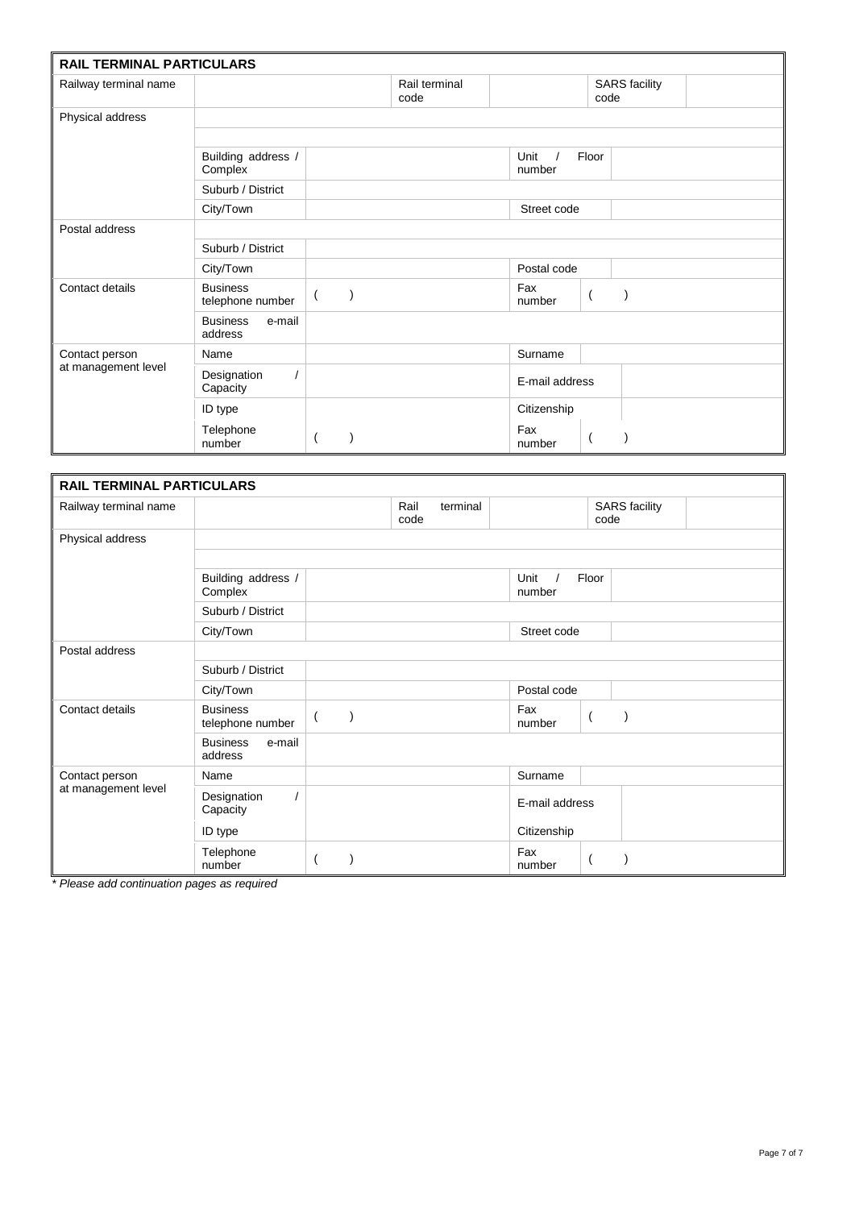| RAIL TERMINAL PARTICULARS | | | | | | |
|---|---|---|---|---|---|---|
| Railway terminal name | | | Rail terminal code | | SARS facility code | |
| Physical address | | | | | | |
| | | | | | | |
| | Building address / Complex | | | Unit / Floor number | | |
| | Suburb / District | | | | | |
| | City/Town | | | Street code | | |
| Postal address | | | | | | |
| | Suburb / District | | | | | |
| | City/Town | | | Postal code | | |
| Contact details | Business telephone number | ( ) | | Fax number | ( ) | |
| | Business e-mail address | | | | | |
| Contact person at management level | Name | | | Surname | | |
| | Designation / Capacity | | | E-mail address | | |
| | ID type | | | Citizenship | | |
| | Telephone number | ( ) | | Fax number | ( ) | |

| RAIL TERMINAL PARTICULARS | | | | | | |
|---|---|---|---|---|---|---|
| Railway terminal name | | | Rail terminal code | | SARS facility code | |
| Physical address | | | | | | |
| | | | | | | |
| | Building address / Complex | | | Unit / Floor number | | |
| | Suburb / District | | | | | |
| | City/Town | | | Street code | | |
| Postal address | | | | | | |
| | Suburb / District | | | | | |
| | City/Town | | | Postal code | | |
| Contact details | Business telephone number | ( ) | | Fax number | ( ) | |
| | Business e-mail address | | | | | |
| Contact person at management level | Name | | | Surname | | |
| | Designation / Capacity | | | E-mail address | | |
| | ID type | | | Citizenship | | |
| | Telephone number | ( ) | | Fax number | ( ) | |

*\* Please add continuation pages as required*